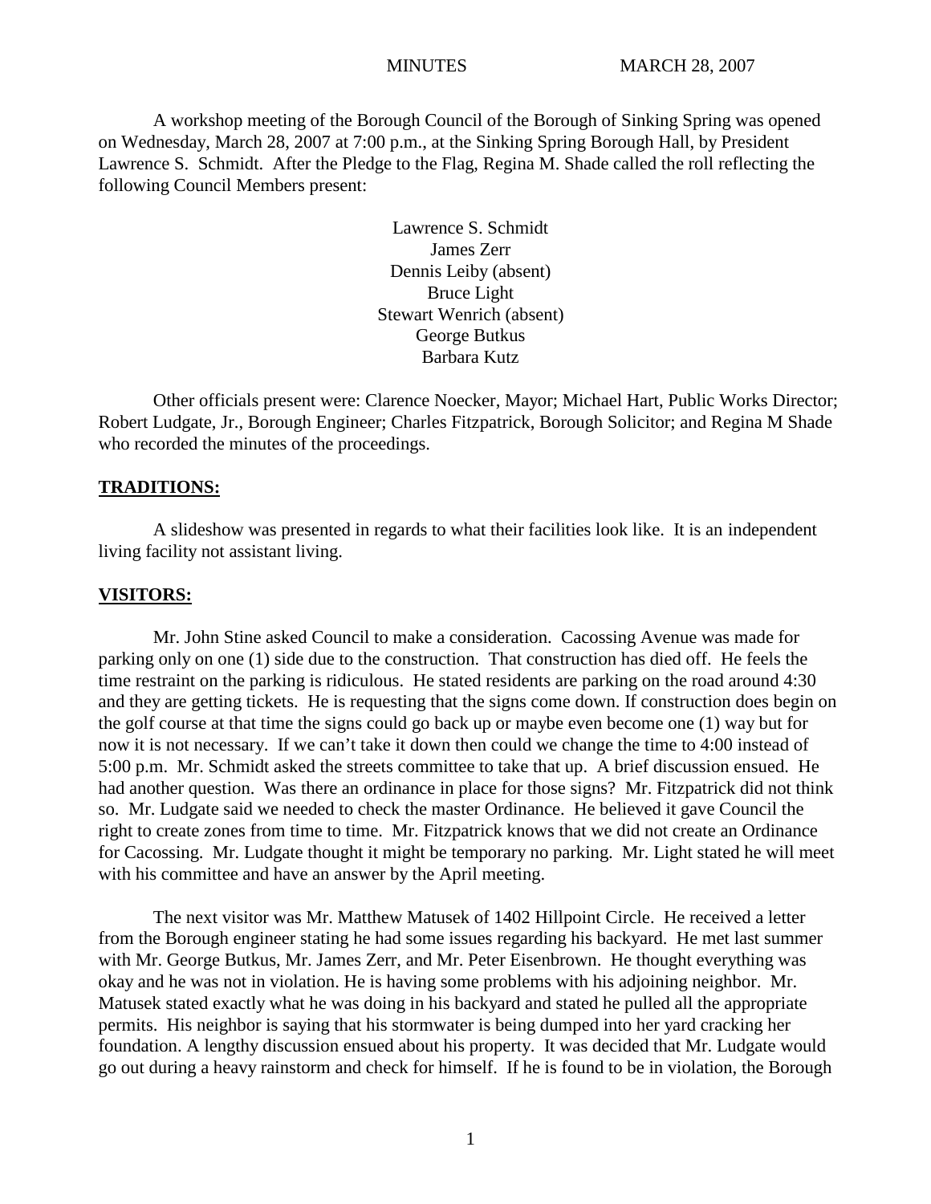MINUTES MARCH 28, 2007

A workshop meeting of the Borough Council of the Borough of Sinking Spring was opened on Wednesday, March 28, 2007 at 7:00 p.m., at the Sinking Spring Borough Hall, by President Lawrence S. Schmidt. After the Pledge to the Flag, Regina M. Shade called the roll reflecting the following Council Members present:

Lawrence S. Schmidt
James Zerr
Dennis Leiby (absent)
Bruce Light
Stewart Wenrich (absent)
George Butkus
Barbara Kutz

Other officials present were: Clarence Noecker, Mayor; Michael Hart, Public Works Director; Robert Ludgate, Jr., Borough Engineer; Charles Fitzpatrick, Borough Solicitor; and Regina M Shade who recorded the minutes of the proceedings.

**TRADITIONS:**

A slideshow was presented in regards to what their facilities look like. It is an independent living facility not assistant living.

**VISITORS:**

Mr. John Stine asked Council to make a consideration. Cacossing Avenue was made for parking only on one (1) side due to the construction. That construction has died off. He feels the time restraint on the parking is ridiculous. He stated residents are parking on the road around 4:30 and they are getting tickets. He is requesting that the signs come down. If construction does begin on the golf course at that time the signs could go back up or maybe even become one (1) way but for now it is not necessary. If we can't take it down then could we change the time to 4:00 instead of 5:00 p.m. Mr. Schmidt asked the streets committee to take that up. A brief discussion ensued. He had another question. Was there an ordinance in place for those signs? Mr. Fitzpatrick did not think so. Mr. Ludgate said we needed to check the master Ordinance. He believed it gave Council the right to create zones from time to time. Mr. Fitzpatrick knows that we did not create an Ordinance for Cacossing. Mr. Ludgate thought it might be temporary no parking. Mr. Light stated he will meet with his committee and have an answer by the April meeting.

The next visitor was Mr. Matthew Matusek of 1402 Hillpoint Circle. He received a letter from the Borough engineer stating he had some issues regarding his backyard. He met last summer with Mr. George Butkus, Mr. James Zerr, and Mr. Peter Eisenbrown. He thought everything was okay and he was not in violation. He is having some problems with his adjoining neighbor. Mr. Matusek stated exactly what he was doing in his backyard and stated he pulled all the appropriate permits. His neighbor is saying that his stormwater is being dumped into her yard cracking her foundation. A lengthy discussion ensued about his property. It was decided that Mr. Ludgate would go out during a heavy rainstorm and check for himself. If he is found to be in violation, the Borough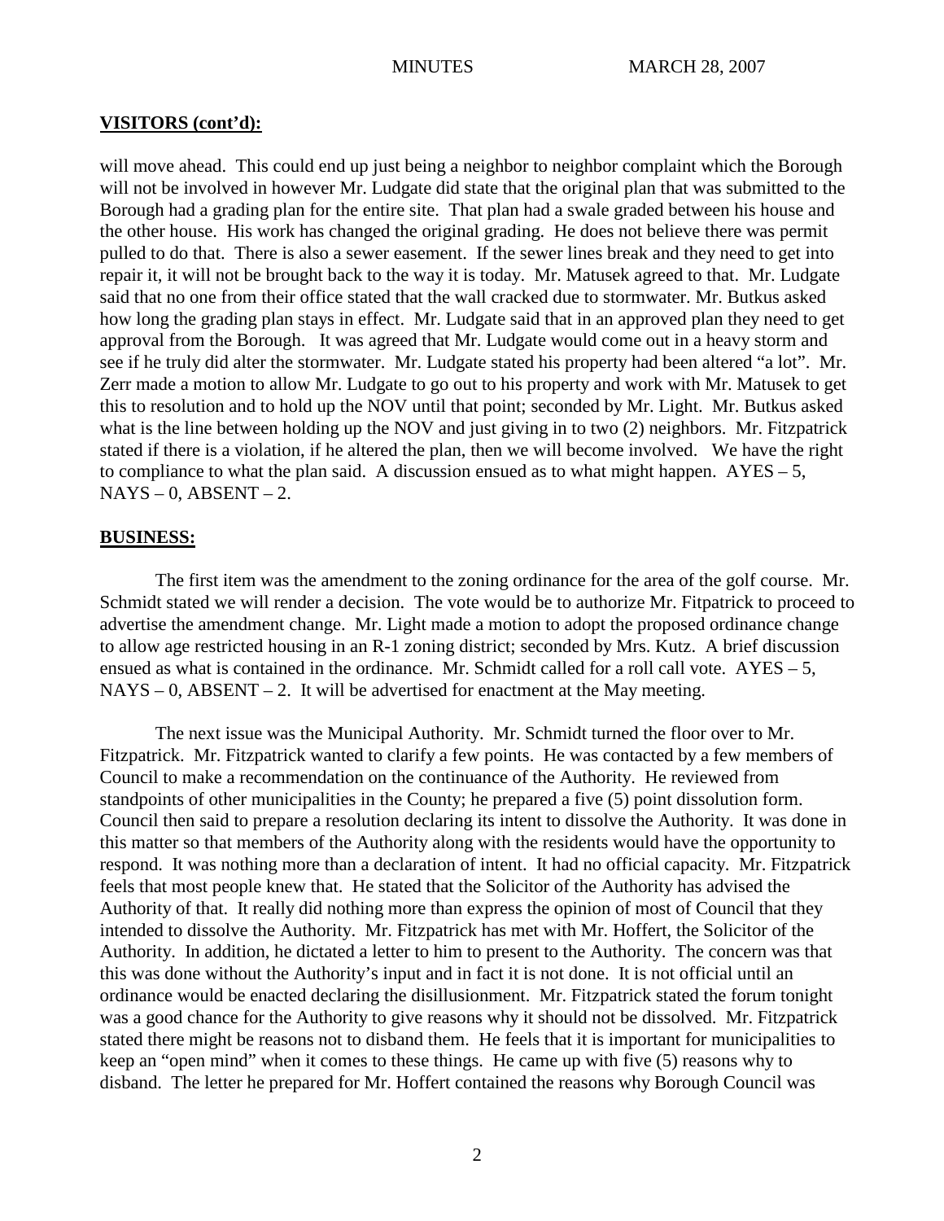**VISITORS (cont'd):**

will move ahead. This could end up just being a neighbor to neighbor complaint which the Borough will not be involved in however Mr. Ludgate did state that the original plan that was submitted to the Borough had a grading plan for the entire site. That plan had a swale graded between his house and the other house. His work has changed the original grading. He does not believe there was permit pulled to do that. There is also a sewer easement. If the sewer lines break and they need to get into repair it, it will not be brought back to the way it is today. Mr. Matusek agreed to that. Mr. Ludgate said that no one from their office stated that the wall cracked due to stormwater. Mr. Butkus asked how long the grading plan stays in effect. Mr. Ludgate said that in an approved plan they need to get approval from the Borough. It was agreed that Mr. Ludgate would come out in a heavy storm and see if he truly did alter the stormwater. Mr. Ludgate stated his property had been altered "a lot". Mr. Zerr made a motion to allow Mr. Ludgate to go out to his property and work with Mr. Matusek to get this to resolution and to hold up the NOV until that point; seconded by Mr. Light. Mr. Butkus asked what is the line between holding up the NOV and just giving in to two (2) neighbors. Mr. Fitzpatrick stated if there is a violation, if he altered the plan, then we will become involved. We have the right to compliance to what the plan said. A discussion ensued as to what might happen. AYES – 5, NAYS – 0, ABSENT – 2.

**BUSINESS:**

The first item was the amendment to the zoning ordinance for the area of the golf course. Mr. Schmidt stated we will render a decision. The vote would be to authorize Mr. Fitpatrick to proceed to advertise the amendment change. Mr. Light made a motion to adopt the proposed ordinance change to allow age restricted housing in an R-1 zoning district; seconded by Mrs. Kutz. A brief discussion ensued as what is contained in the ordinance. Mr. Schmidt called for a roll call vote. AYES – 5, NAYS – 0, ABSENT – 2. It will be advertised for enactment at the May meeting.

The next issue was the Municipal Authority. Mr. Schmidt turned the floor over to Mr. Fitzpatrick. Mr. Fitzpatrick wanted to clarify a few points. He was contacted by a few members of Council to make a recommendation on the continuance of the Authority. He reviewed from standpoints of other municipalities in the County; he prepared a five (5) point dissolution form. Council then said to prepare a resolution declaring its intent to dissolve the Authority. It was done in this matter so that members of the Authority along with the residents would have the opportunity to respond. It was nothing more than a declaration of intent. It had no official capacity. Mr. Fitzpatrick feels that most people knew that. He stated that the Solicitor of the Authority has advised the Authority of that. It really did nothing more than express the opinion of most of Council that they intended to dissolve the Authority. Mr. Fitzpatrick has met with Mr. Hoffert, the Solicitor of the Authority. In addition, he dictated a letter to him to present to the Authority. The concern was that this was done without the Authority's input and in fact it is not done. It is not official until an ordinance would be enacted declaring the disillusionment. Mr. Fitzpatrick stated the forum tonight was a good chance for the Authority to give reasons why it should not be dissolved. Mr. Fitzpatrick stated there might be reasons not to disband them. He feels that it is important for municipalities to keep an "open mind" when it comes to these things. He came up with five (5) reasons why to disband. The letter he prepared for Mr. Hoffert contained the reasons why Borough Council was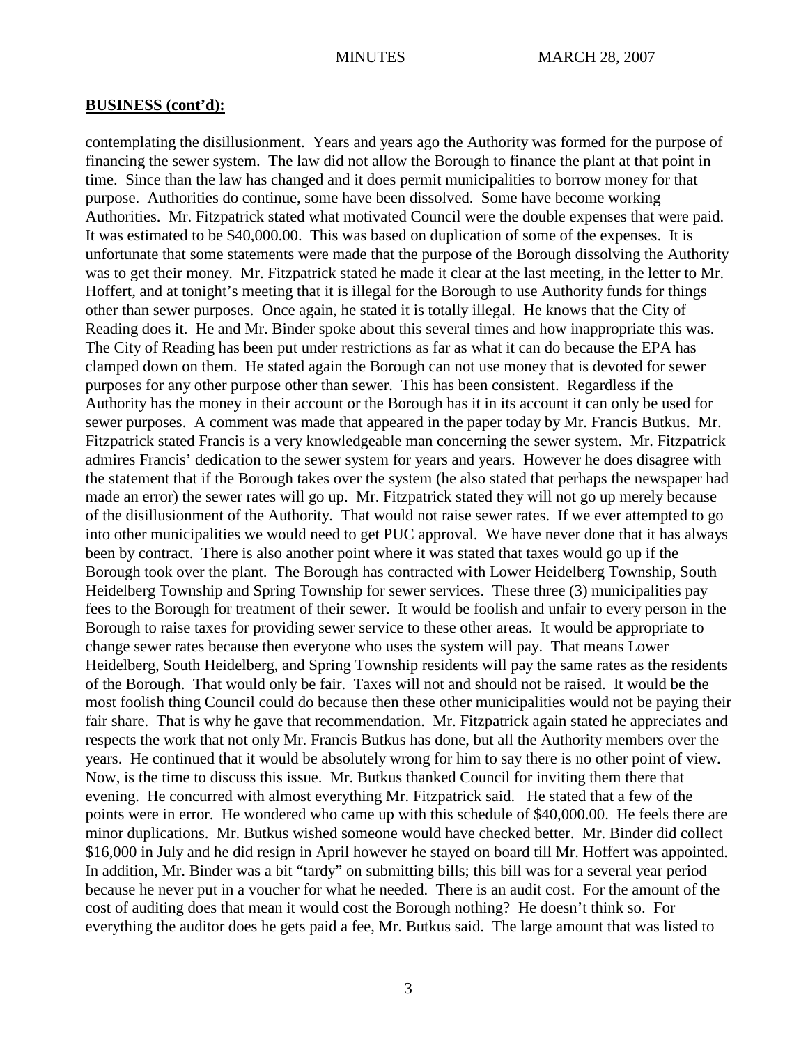**BUSINESS (cont'd):**

contemplating the disillusionment. Years and years ago the Authority was formed for the purpose of financing the sewer system. The law did not allow the Borough to finance the plant at that point in time. Since than the law has changed and it does permit municipalities to borrow money for that purpose. Authorities do continue, some have been dissolved. Some have become working Authorities. Mr. Fitzpatrick stated what motivated Council were the double expenses that were paid. It was estimated to be $40,000.00. This was based on duplication of some of the expenses. It is unfortunate that some statements were made that the purpose of the Borough dissolving the Authority was to get their money. Mr. Fitzpatrick stated he made it clear at the last meeting, in the letter to Mr. Hoffert, and at tonight's meeting that it is illegal for the Borough to use Authority funds for things other than sewer purposes. Once again, he stated it is totally illegal. He knows that the City of Reading does it. He and Mr. Binder spoke about this several times and how inappropriate this was. The City of Reading has been put under restrictions as far as what it can do because the EPA has clamped down on them. He stated again the Borough can not use money that is devoted for sewer purposes for any other purpose other than sewer. This has been consistent. Regardless if the Authority has the money in their account or the Borough has it in its account it can only be used for sewer purposes. A comment was made that appeared in the paper today by Mr. Francis Butkus. Mr. Fitzpatrick stated Francis is a very knowledgeable man concerning the sewer system. Mr. Fitzpatrick admires Francis' dedication to the sewer system for years and years. However he does disagree with the statement that if the Borough takes over the system (he also stated that perhaps the newspaper had made an error) the sewer rates will go up. Mr. Fitzpatrick stated they will not go up merely because of the disillusionment of the Authority. That would not raise sewer rates. If we ever attempted to go into other municipalities we would need to get PUC approval. We have never done that it has always been by contract. There is also another point where it was stated that taxes would go up if the Borough took over the plant. The Borough has contracted with Lower Heidelberg Township, South Heidelberg Township and Spring Township for sewer services. These three (3) municipalities pay fees to the Borough for treatment of their sewer. It would be foolish and unfair to every person in the Borough to raise taxes for providing sewer service to these other areas. It would be appropriate to change sewer rates because then everyone who uses the system will pay. That means Lower Heidelberg, South Heidelberg, and Spring Township residents will pay the same rates as the residents of the Borough. That would only be fair. Taxes will not and should not be raised. It would be the most foolish thing Council could do because then these other municipalities would not be paying their fair share. That is why he gave that recommendation. Mr. Fitzpatrick again stated he appreciates and respects the work that not only Mr. Francis Butkus has done, but all the Authority members over the years. He continued that it would be absolutely wrong for him to say there is no other point of view. Now, is the time to discuss this issue. Mr. Butkus thanked Council for inviting them there that evening. He concurred with almost everything Mr. Fitzpatrick said. He stated that a few of the points were in error. He wondered who came up with this schedule of $40,000.00. He feels there are minor duplications. Mr. Butkus wished someone would have checked better. Mr. Binder did collect $16,000 in July and he did resign in April however he stayed on board till Mr. Hoffert was appointed. In addition, Mr. Binder was a bit "tardy" on submitting bills; this bill was for a several year period because he never put in a voucher for what he needed. There is an audit cost. For the amount of the cost of auditing does that mean it would cost the Borough nothing? He doesn't think so. For everything the auditor does he gets paid a fee, Mr. Butkus said. The large amount that was listed to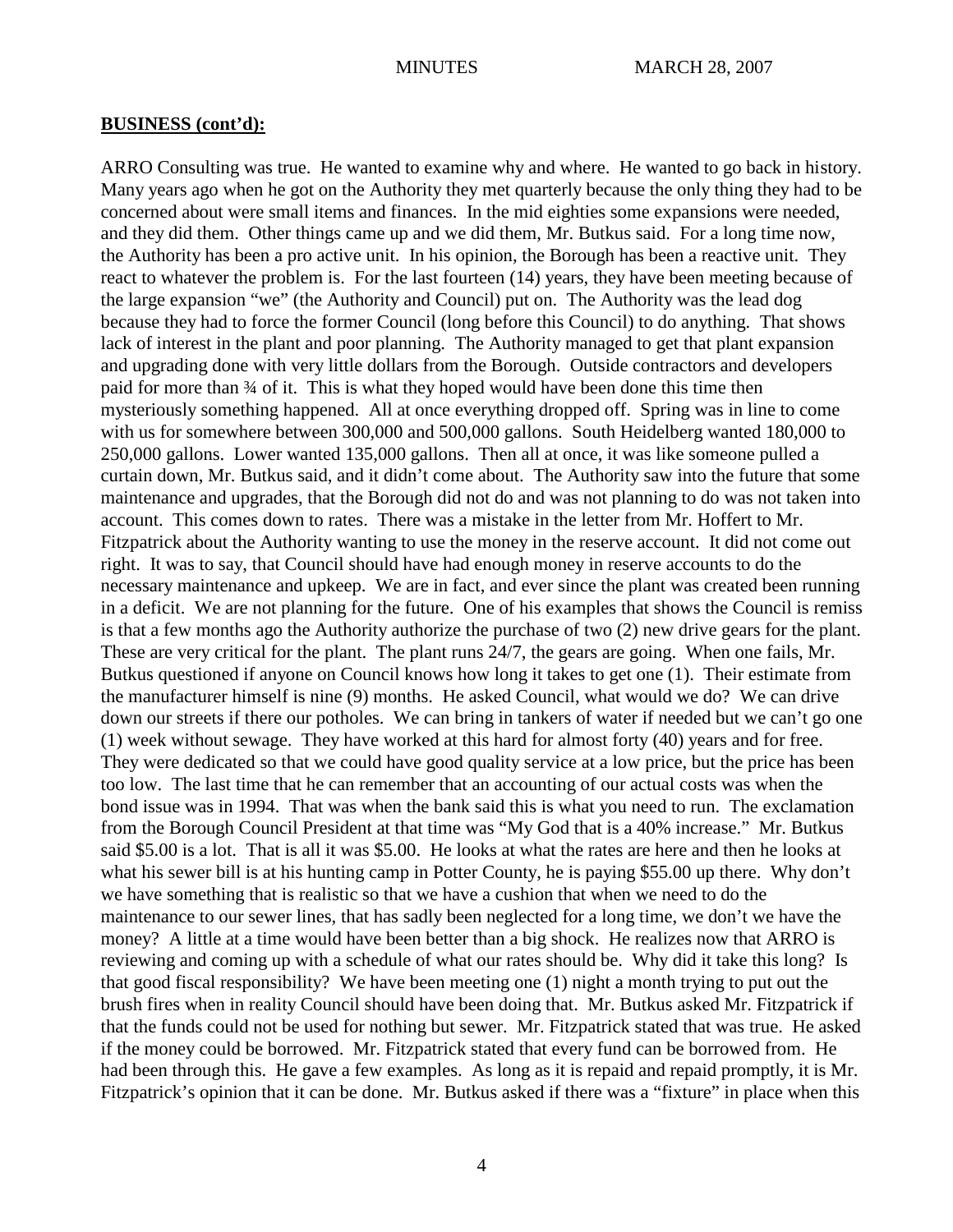**BUSINESS (cont'd):**

ARRO Consulting was true. He wanted to examine why and where. He wanted to go back in history. Many years ago when he got on the Authority they met quarterly because the only thing they had to be concerned about were small items and finances. In the mid eighties some expansions were needed, and they did them. Other things came up and we did them, Mr. Butkus said. For a long time now, the Authority has been a pro active unit. In his opinion, the Borough has been a reactive unit. They react to whatever the problem is. For the last fourteen (14) years, they have been meeting because of the large expansion "we" (the Authority and Council) put on. The Authority was the lead dog because they had to force the former Council (long before this Council) to do anything. That shows lack of interest in the plant and poor planning. The Authority managed to get that plant expansion and upgrading done with very little dollars from the Borough. Outside contractors and developers paid for more than ¾ of it. This is what they hoped would have been done this time then mysteriously something happened. All at once everything dropped off. Spring was in line to come with us for somewhere between 300,000 and 500,000 gallons. South Heidelberg wanted 180,000 to 250,000 gallons. Lower wanted 135,000 gallons. Then all at once, it was like someone pulled a curtain down, Mr. Butkus said, and it didn't come about. The Authority saw into the future that some maintenance and upgrades, that the Borough did not do and was not planning to do was not taken into account. This comes down to rates. There was a mistake in the letter from Mr. Hoffert to Mr. Fitzpatrick about the Authority wanting to use the money in the reserve account. It did not come out right. It was to say, that Council should have had enough money in reserve accounts to do the necessary maintenance and upkeep. We are in fact, and ever since the plant was created been running in a deficit. We are not planning for the future. One of his examples that shows the Council is remiss is that a few months ago the Authority authorize the purchase of two (2) new drive gears for the plant. These are very critical for the plant. The plant runs 24/7, the gears are going. When one fails, Mr. Butkus questioned if anyone on Council knows how long it takes to get one (1). Their estimate from the manufacturer himself is nine (9) months. He asked Council, what would we do? We can drive down our streets if there our potholes. We can bring in tankers of water if needed but we can't go one (1) week without sewage. They have worked at this hard for almost forty (40) years and for free. They were dedicated so that we could have good quality service at a low price, but the price has been too low. The last time that he can remember that an accounting of our actual costs was when the bond issue was in 1994. That was when the bank said this is what you need to run. The exclamation from the Borough Council President at that time was "My God that is a 40% increase." Mr. Butkus said $5.00 is a lot. That is all it was $5.00. He looks at what the rates are here and then he looks at what his sewer bill is at his hunting camp in Potter County, he is paying $55.00 up there. Why don't we have something that is realistic so that we have a cushion that when we need to do the maintenance to our sewer lines, that has sadly been neglected for a long time, we don't we have the money? A little at a time would have been better than a big shock. He realizes now that ARRO is reviewing and coming up with a schedule of what our rates should be. Why did it take this long? Is that good fiscal responsibility? We have been meeting one (1) night a month trying to put out the brush fires when in reality Council should have been doing that. Mr. Butkus asked Mr. Fitzpatrick if that the funds could not be used for nothing but sewer. Mr. Fitzpatrick stated that was true. He asked if the money could be borrowed. Mr. Fitzpatrick stated that every fund can be borrowed from. He had been through this. He gave a few examples. As long as it is repaid and repaid promptly, it is Mr. Fitzpatrick's opinion that it can be done. Mr. Butkus asked if there was a "fixture" in place when this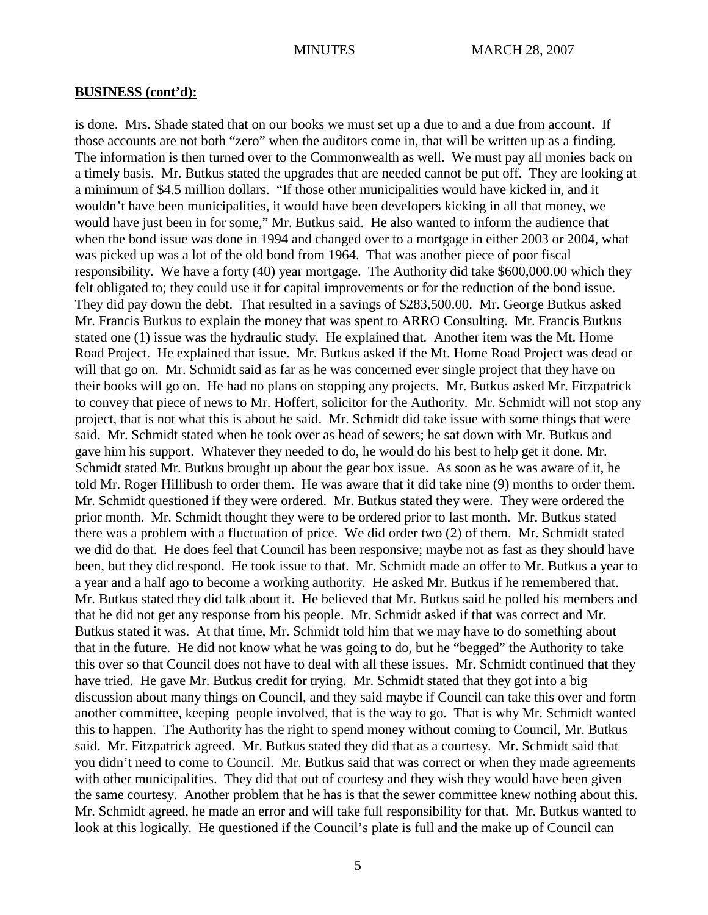**BUSINESS (cont'd):**

is done. Mrs. Shade stated that on our books we must set up a due to and a due from account. If those accounts are not both "zero" when the auditors come in, that will be written up as a finding. The information is then turned over to the Commonwealth as well. We must pay all monies back on a timely basis. Mr. Butkus stated the upgrades that are needed cannot be put off. They are looking at a minimum of $4.5 million dollars. "If those other municipalities would have kicked in, and it wouldn't have been municipalities, it would have been developers kicking in all that money, we would have just been in for some," Mr. Butkus said. He also wanted to inform the audience that when the bond issue was done in 1994 and changed over to a mortgage in either 2003 or 2004, what was picked up was a lot of the old bond from 1964. That was another piece of poor fiscal responsibility. We have a forty (40) year mortgage. The Authority did take $600,000.00 which they felt obligated to; they could use it for capital improvements or for the reduction of the bond issue. They did pay down the debt. That resulted in a savings of $283,500.00. Mr. George Butkus asked Mr. Francis Butkus to explain the money that was spent to ARRO Consulting. Mr. Francis Butkus stated one (1) issue was the hydraulic study. He explained that. Another item was the Mt. Home Road Project. He explained that issue. Mr. Butkus asked if the Mt. Home Road Project was dead or will that go on. Mr. Schmidt said as far as he was concerned ever single project that they have on their books will go on. He had no plans on stopping any projects. Mr. Butkus asked Mr. Fitzpatrick to convey that piece of news to Mr. Hoffert, solicitor for the Authority. Mr. Schmidt will not stop any project, that is not what this is about he said. Mr. Schmidt did take issue with some things that were said. Mr. Schmidt stated when he took over as head of sewers; he sat down with Mr. Butkus and gave him his support. Whatever they needed to do, he would do his best to help get it done. Mr. Schmidt stated Mr. Butkus brought up about the gear box issue. As soon as he was aware of it, he told Mr. Roger Hillibush to order them. He was aware that it did take nine (9) months to order them. Mr. Schmidt questioned if they were ordered. Mr. Butkus stated they were. They were ordered the prior month. Mr. Schmidt thought they were to be ordered prior to last month. Mr. Butkus stated there was a problem with a fluctuation of price. We did order two (2) of them. Mr. Schmidt stated we did do that. He does feel that Council has been responsive; maybe not as fast as they should have been, but they did respond. He took issue to that. Mr. Schmidt made an offer to Mr. Butkus a year to a year and a half ago to become a working authority. He asked Mr. Butkus if he remembered that. Mr. Butkus stated they did talk about it. He believed that Mr. Butkus said he polled his members and that he did not get any response from his people. Mr. Schmidt asked if that was correct and Mr. Butkus stated it was. At that time, Mr. Schmidt told him that we may have to do something about that in the future. He did not know what he was going to do, but he "begged" the Authority to take this over so that Council does not have to deal with all these issues. Mr. Schmidt continued that they have tried. He gave Mr. Butkus credit for trying. Mr. Schmidt stated that they got into a big discussion about many things on Council, and they said maybe if Council can take this over and form another committee, keeping people involved, that is the way to go. That is why Mr. Schmidt wanted this to happen. The Authority has the right to spend money without coming to Council, Mr. Butkus said. Mr. Fitzpatrick agreed. Mr. Butkus stated they did that as a courtesy. Mr. Schmidt said that you didn't need to come to Council. Mr. Butkus said that was correct or when they made agreements with other municipalities. They did that out of courtesy and they wish they would have been given the same courtesy. Another problem that he has is that the sewer committee knew nothing about this. Mr. Schmidt agreed, he made an error and will take full responsibility for that. Mr. Butkus wanted to look at this logically. He questioned if the Council's plate is full and the make up of Council can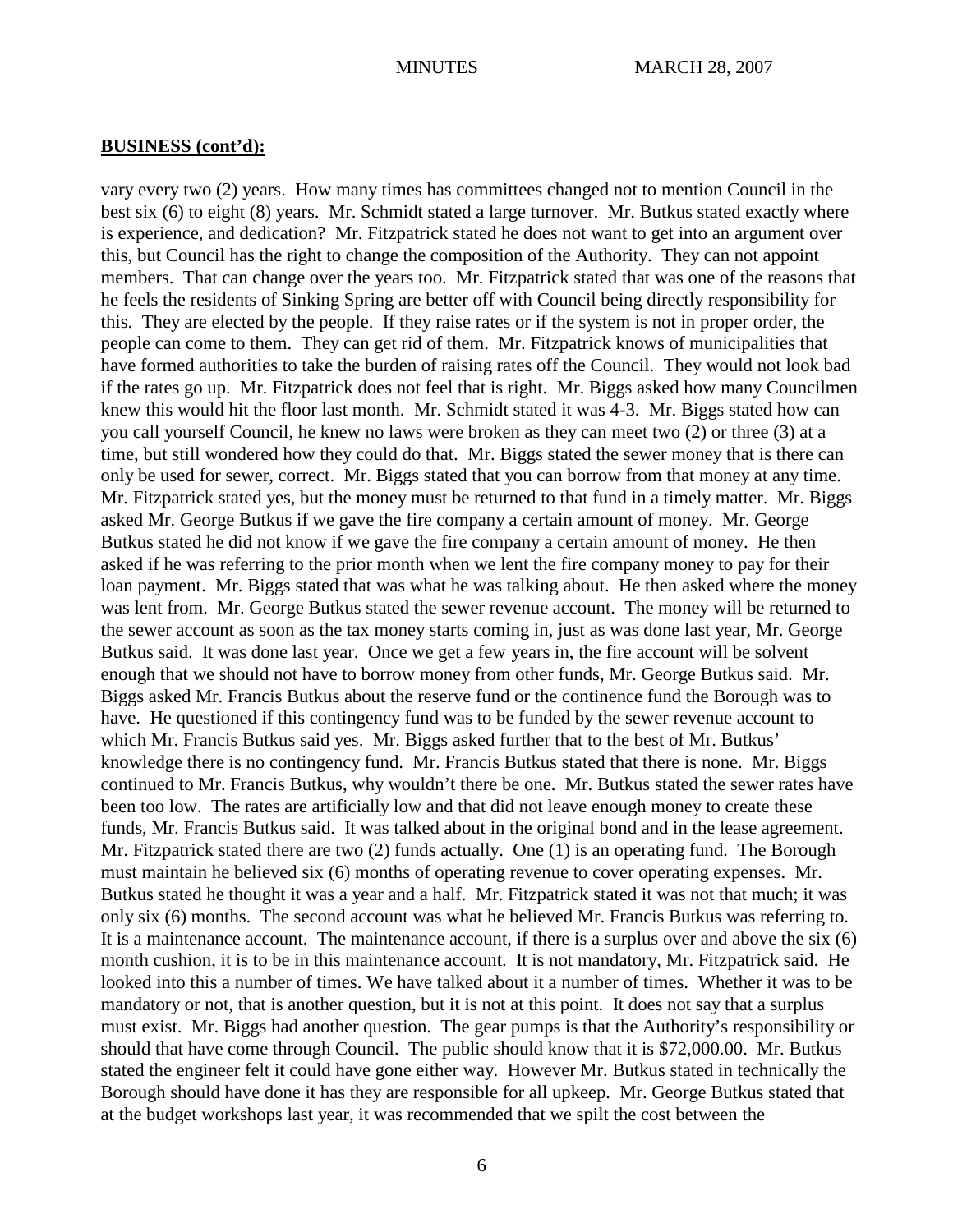**BUSINESS (cont'd):**

vary every two (2) years. How many times has committees changed not to mention Council in the best six (6) to eight (8) years. Mr. Schmidt stated a large turnover. Mr. Butkus stated exactly where is experience, and dedication? Mr. Fitzpatrick stated he does not want to get into an argument over this, but Council has the right to change the composition of the Authority. They can not appoint members. That can change over the years too. Mr. Fitzpatrick stated that was one of the reasons that he feels the residents of Sinking Spring are better off with Council being directly responsibility for this. They are elected by the people. If they raise rates or if the system is not in proper order, the people can come to them. They can get rid of them. Mr. Fitzpatrick knows of municipalities that have formed authorities to take the burden of raising rates off the Council. They would not look bad if the rates go up. Mr. Fitzpatrick does not feel that is right. Mr. Biggs asked how many Councilmen knew this would hit the floor last month. Mr. Schmidt stated it was 4-3. Mr. Biggs stated how can you call yourself Council, he knew no laws were broken as they can meet two (2) or three (3) at a time, but still wondered how they could do that. Mr. Biggs stated the sewer money that is there can only be used for sewer, correct. Mr. Biggs stated that you can borrow from that money at any time. Mr. Fitzpatrick stated yes, but the money must be returned to that fund in a timely matter. Mr. Biggs asked Mr. George Butkus if we gave the fire company a certain amount of money. Mr. George Butkus stated he did not know if we gave the fire company a certain amount of money. He then asked if he was referring to the prior month when we lent the fire company money to pay for their loan payment. Mr. Biggs stated that was what he was talking about. He then asked where the money was lent from. Mr. George Butkus stated the sewer revenue account. The money will be returned to the sewer account as soon as the tax money starts coming in, just as was done last year, Mr. George Butkus said. It was done last year. Once we get a few years in, the fire account will be solvent enough that we should not have to borrow money from other funds, Mr. George Butkus said. Mr. Biggs asked Mr. Francis Butkus about the reserve fund or the continence fund the Borough was to have. He questioned if this contingency fund was to be funded by the sewer revenue account to which Mr. Francis Butkus said yes. Mr. Biggs asked further that to the best of Mr. Butkus' knowledge there is no contingency fund. Mr. Francis Butkus stated that there is none. Mr. Biggs continued to Mr. Francis Butkus, why wouldn't there be one. Mr. Butkus stated the sewer rates have been too low. The rates are artificially low and that did not leave enough money to create these funds, Mr. Francis Butkus said. It was talked about in the original bond and in the lease agreement. Mr. Fitzpatrick stated there are two (2) funds actually. One (1) is an operating fund. The Borough must maintain he believed six (6) months of operating revenue to cover operating expenses. Mr. Butkus stated he thought it was a year and a half. Mr. Fitzpatrick stated it was not that much; it was only six (6) months. The second account was what he believed Mr. Francis Butkus was referring to. It is a maintenance account. The maintenance account, if there is a surplus over and above the six (6) month cushion, it is to be in this maintenance account. It is not mandatory, Mr. Fitzpatrick said. He looked into this a number of times. We have talked about it a number of times. Whether it was to be mandatory or not, that is another question, but it is not at this point. It does not say that a surplus must exist. Mr. Biggs had another question. The gear pumps is that the Authority's responsibility or should that have come through Council. The public should know that it is $72,000.00. Mr. Butkus stated the engineer felt it could have gone either way. However Mr. Butkus stated in technically the Borough should have done it has they are responsible for all upkeep. Mr. George Butkus stated that at the budget workshops last year, it was recommended that we spilt the cost between the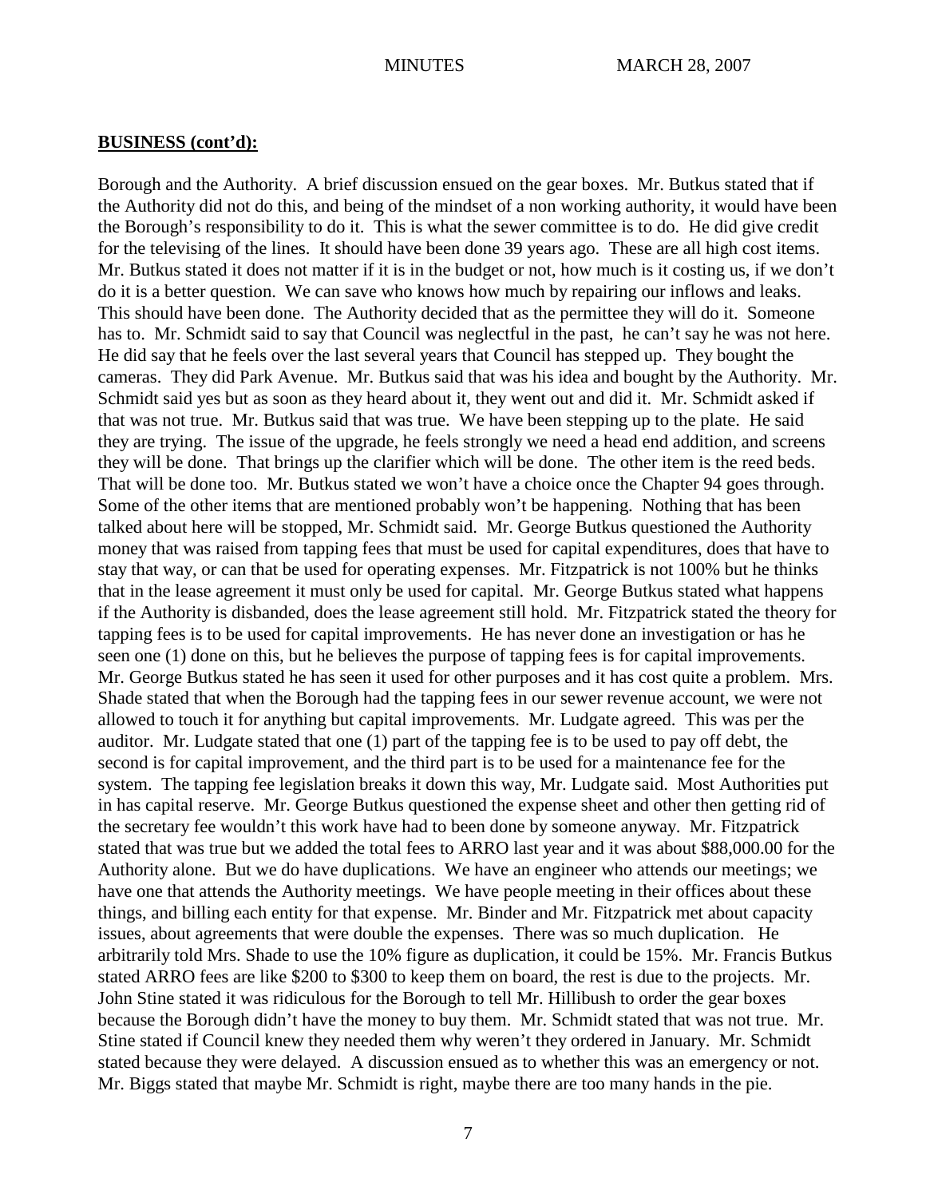**BUSINESS (cont'd):**

Borough and the Authority. A brief discussion ensued on the gear boxes. Mr. Butkus stated that if the Authority did not do this, and being of the mindset of a non working authority, it would have been the Borough's responsibility to do it. This is what the sewer committee is to do. He did give credit for the televising of the lines. It should have been done 39 years ago. These are all high cost items. Mr. Butkus stated it does not matter if it is in the budget or not, how much is it costing us, if we don't do it is a better question. We can save who knows how much by repairing our inflows and leaks. This should have been done. The Authority decided that as the permittee they will do it. Someone has to. Mr. Schmidt said to say that Council was neglectful in the past, he can't say he was not here. He did say that he feels over the last several years that Council has stepped up. They bought the cameras. They did Park Avenue. Mr. Butkus said that was his idea and bought by the Authority. Mr. Schmidt said yes but as soon as they heard about it, they went out and did it. Mr. Schmidt asked if that was not true. Mr. Butkus said that was true. We have been stepping up to the plate. He said they are trying. The issue of the upgrade, he feels strongly we need a head end addition, and screens they will be done. That brings up the clarifier which will be done. The other item is the reed beds. That will be done too. Mr. Butkus stated we won't have a choice once the Chapter 94 goes through. Some of the other items that are mentioned probably won't be happening. Nothing that has been talked about here will be stopped, Mr. Schmidt said. Mr. George Butkus questioned the Authority money that was raised from tapping fees that must be used for capital expenditures, does that have to stay that way, or can that be used for operating expenses. Mr. Fitzpatrick is not 100% but he thinks that in the lease agreement it must only be used for capital. Mr. George Butkus stated what happens if the Authority is disbanded, does the lease agreement still hold. Mr. Fitzpatrick stated the theory for tapping fees is to be used for capital improvements. He has never done an investigation or has he seen one (1) done on this, but he believes the purpose of tapping fees is for capital improvements. Mr. George Butkus stated he has seen it used for other purposes and it has cost quite a problem. Mrs. Shade stated that when the Borough had the tapping fees in our sewer revenue account, we were not allowed to touch it for anything but capital improvements. Mr. Ludgate agreed. This was per the auditor. Mr. Ludgate stated that one (1) part of the tapping fee is to be used to pay off debt, the second is for capital improvement, and the third part is to be used for a maintenance fee for the system. The tapping fee legislation breaks it down this way, Mr. Ludgate said. Most Authorities put in has capital reserve. Mr. George Butkus questioned the expense sheet and other then getting rid of the secretary fee wouldn't this work have had to been done by someone anyway. Mr. Fitzpatrick stated that was true but we added the total fees to ARRO last year and it was about $88,000.00 for the Authority alone. But we do have duplications. We have an engineer who attends our meetings; we have one that attends the Authority meetings. We have people meeting in their offices about these things, and billing each entity for that expense. Mr. Binder and Mr. Fitzpatrick met about capacity issues, about agreements that were double the expenses. There was so much duplication. He arbitrarily told Mrs. Shade to use the 10% figure as duplication, it could be 15%. Mr. Francis Butkus stated ARRO fees are like $200 to $300 to keep them on board, the rest is due to the projects. Mr. John Stine stated it was ridiculous for the Borough to tell Mr. Hillibush to order the gear boxes because the Borough didn't have the money to buy them. Mr. Schmidt stated that was not true. Mr. Stine stated if Council knew they needed them why weren't they ordered in January. Mr. Schmidt stated because they were delayed. A discussion ensued as to whether this was an emergency or not. Mr. Biggs stated that maybe Mr. Schmidt is right, maybe there are too many hands in the pie.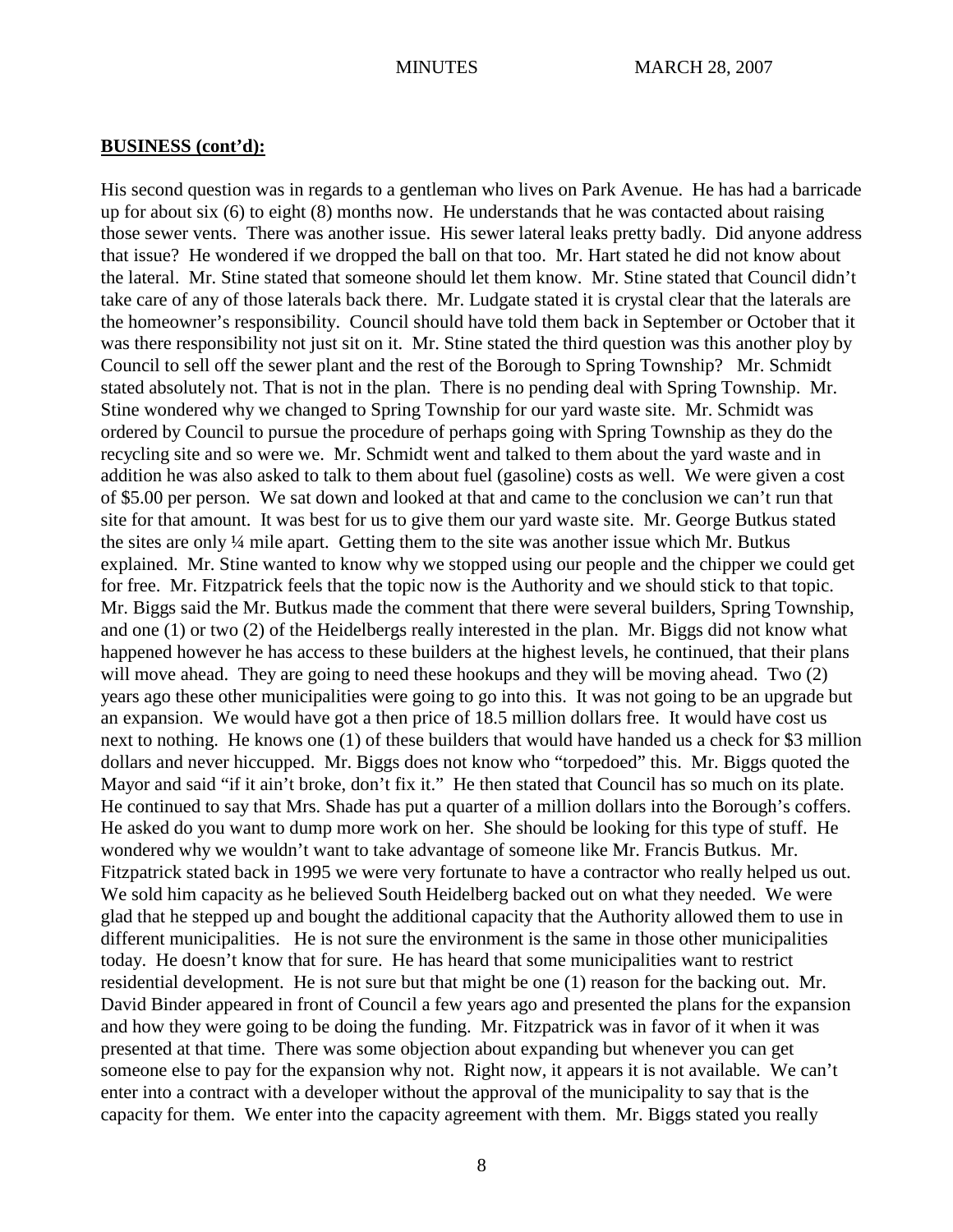**BUSINESS (cont'd):**

His second question was in regards to a gentleman who lives on Park Avenue. He has had a barricade up for about six (6) to eight (8) months now. He understands that he was contacted about raising those sewer vents. There was another issue. His sewer lateral leaks pretty badly. Did anyone address that issue? He wondered if we dropped the ball on that too. Mr. Hart stated he did not know about the lateral. Mr. Stine stated that someone should let them know. Mr. Stine stated that Council didn't take care of any of those laterals back there. Mr. Ludgate stated it is crystal clear that the laterals are the homeowner's responsibility. Council should have told them back in September or October that it was there responsibility not just sit on it. Mr. Stine stated the third question was this another ploy by Council to sell off the sewer plant and the rest of the Borough to Spring Township? Mr. Schmidt stated absolutely not. That is not in the plan. There is no pending deal with Spring Township. Mr. Stine wondered why we changed to Spring Township for our yard waste site. Mr. Schmidt was ordered by Council to pursue the procedure of perhaps going with Spring Township as they do the recycling site and so were we. Mr. Schmidt went and talked to them about the yard waste and in addition he was also asked to talk to them about fuel (gasoline) costs as well. We were given a cost of $5.00 per person. We sat down and looked at that and came to the conclusion we can't run that site for that amount. It was best for us to give them our yard waste site. Mr. George Butkus stated the sites are only ¼ mile apart. Getting them to the site was another issue which Mr. Butkus explained. Mr. Stine wanted to know why we stopped using our people and the chipper we could get for free. Mr. Fitzpatrick feels that the topic now is the Authority and we should stick to that topic. Mr. Biggs said the Mr. Butkus made the comment that there were several builders, Spring Township, and one (1) or two (2) of the Heidelbergs really interested in the plan. Mr. Biggs did not know what happened however he has access to these builders at the highest levels, he continued, that their plans will move ahead. They are going to need these hookups and they will be moving ahead. Two (2) years ago these other municipalities were going to go into this. It was not going to be an upgrade but an expansion. We would have got a then price of 18.5 million dollars free. It would have cost us next to nothing. He knows one (1) of these builders that would have handed us a check for $3 million dollars and never hiccupped. Mr. Biggs does not know who "torpedoed" this. Mr. Biggs quoted the Mayor and said "if it ain't broke, don't fix it." He then stated that Council has so much on its plate. He continued to say that Mrs. Shade has put a quarter of a million dollars into the Borough's coffers. He asked do you want to dump more work on her. She should be looking for this type of stuff. He wondered why we wouldn't want to take advantage of someone like Mr. Francis Butkus. Mr. Fitzpatrick stated back in 1995 we were very fortunate to have a contractor who really helped us out. We sold him capacity as he believed South Heidelberg backed out on what they needed. We were glad that he stepped up and bought the additional capacity that the Authority allowed them to use in different municipalities. He is not sure the environment is the same in those other municipalities today. He doesn't know that for sure. He has heard that some municipalities want to restrict residential development. He is not sure but that might be one (1) reason for the backing out. Mr. David Binder appeared in front of Council a few years ago and presented the plans for the expansion and how they were going to be doing the funding. Mr. Fitzpatrick was in favor of it when it was presented at that time. There was some objection about expanding but whenever you can get someone else to pay for the expansion why not. Right now, it appears it is not available. We can't enter into a contract with a developer without the approval of the municipality to say that is the capacity for them. We enter into the capacity agreement with them. Mr. Biggs stated you really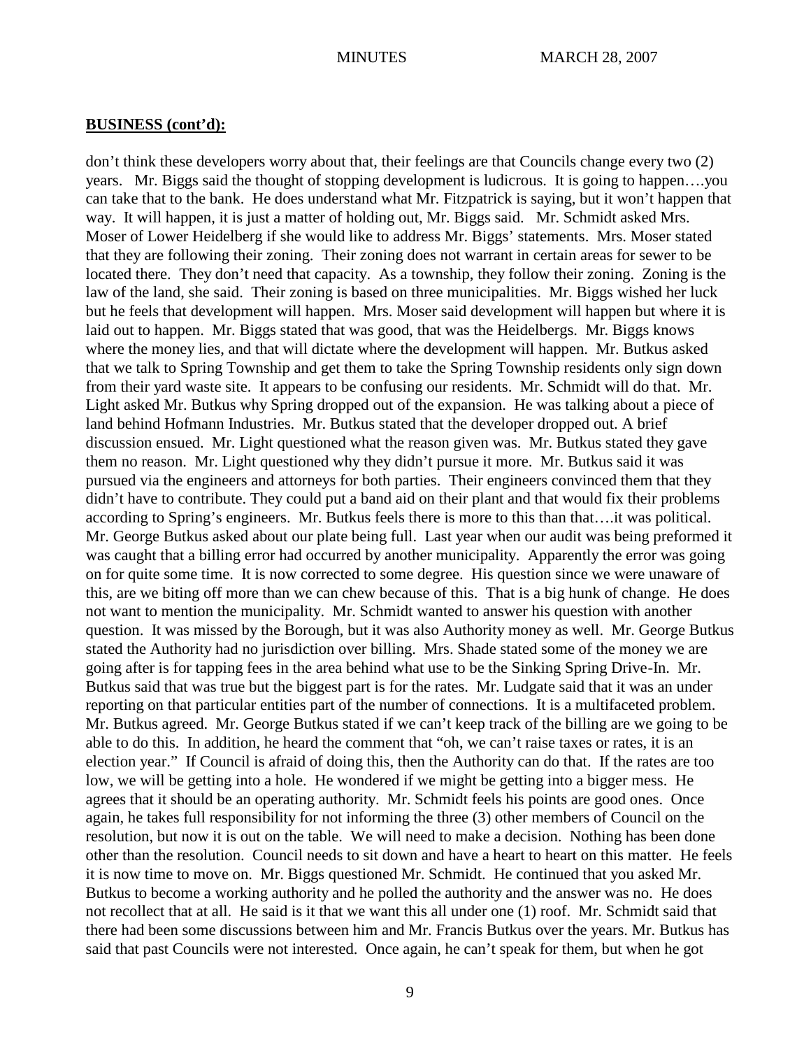**BUSINESS (cont'd):**

don't think these developers worry about that, their feelings are that Councils change every two (2) years. Mr. Biggs said the thought of stopping development is ludicrous. It is going to happen….you can take that to the bank. He does understand what Mr. Fitzpatrick is saying, but it won't happen that way. It will happen, it is just a matter of holding out, Mr. Biggs said. Mr. Schmidt asked Mrs. Moser of Lower Heidelberg if she would like to address Mr. Biggs' statements. Mrs. Moser stated that they are following their zoning. Their zoning does not warrant in certain areas for sewer to be located there. They don't need that capacity. As a township, they follow their zoning. Zoning is the law of the land, she said. Their zoning is based on three municipalities. Mr. Biggs wished her luck but he feels that development will happen. Mrs. Moser said development will happen but where it is laid out to happen. Mr. Biggs stated that was good, that was the Heidelbergs. Mr. Biggs knows where the money lies, and that will dictate where the development will happen. Mr. Butkus asked that we talk to Spring Township and get them to take the Spring Township residents only sign down from their yard waste site. It appears to be confusing our residents. Mr. Schmidt will do that. Mr. Light asked Mr. Butkus why Spring dropped out of the expansion. He was talking about a piece of land behind Hofmann Industries. Mr. Butkus stated that the developer dropped out. A brief discussion ensued. Mr. Light questioned what the reason given was. Mr. Butkus stated they gave them no reason. Mr. Light questioned why they didn't pursue it more. Mr. Butkus said it was pursued via the engineers and attorneys for both parties. Their engineers convinced them that they didn't have to contribute. They could put a band aid on their plant and that would fix their problems according to Spring's engineers. Mr. Butkus feels there is more to this than that….it was political. Mr. George Butkus asked about our plate being full. Last year when our audit was being preformed it was caught that a billing error had occurred by another municipality. Apparently the error was going on for quite some time. It is now corrected to some degree. His question since we were unaware of this, are we biting off more than we can chew because of this. That is a big hunk of change. He does not want to mention the municipality. Mr. Schmidt wanted to answer his question with another question. It was missed by the Borough, but it was also Authority money as well. Mr. George Butkus stated the Authority had no jurisdiction over billing. Mrs. Shade stated some of the money we are going after is for tapping fees in the area behind what use to be the Sinking Spring Drive-In. Mr. Butkus said that was true but the biggest part is for the rates. Mr. Ludgate said that it was an under reporting on that particular entities part of the number of connections. It is a multifaceted problem. Mr. Butkus agreed. Mr. George Butkus stated if we can't keep track of the billing are we going to be able to do this. In addition, he heard the comment that "oh, we can't raise taxes or rates, it is an election year." If Council is afraid of doing this, then the Authority can do that. If the rates are too low, we will be getting into a hole. He wondered if we might be getting into a bigger mess. He agrees that it should be an operating authority. Mr. Schmidt feels his points are good ones. Once again, he takes full responsibility for not informing the three (3) other members of Council on the resolution, but now it is out on the table. We will need to make a decision. Nothing has been done other than the resolution. Council needs to sit down and have a heart to heart on this matter. He feels it is now time to move on. Mr. Biggs questioned Mr. Schmidt. He continued that you asked Mr. Butkus to become a working authority and he polled the authority and the answer was no. He does not recollect that at all. He said is it that we want this all under one (1) roof. Mr. Schmidt said that there had been some discussions between him and Mr. Francis Butkus over the years. Mr. Butkus has said that past Councils were not interested. Once again, he can't speak for them, but when he got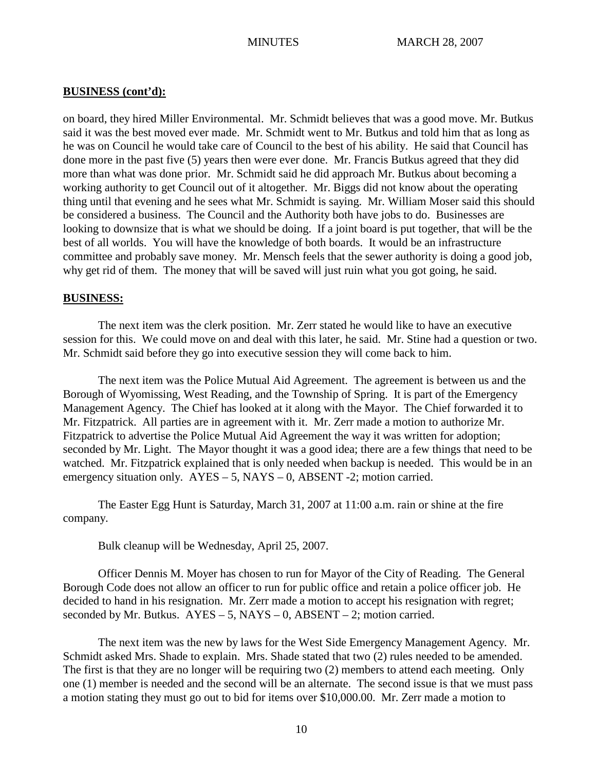**BUSINESS (cont'd):**

on board, they hired Miller Environmental. Mr. Schmidt believes that was a good move. Mr. Butkus said it was the best moved ever made. Mr. Schmidt went to Mr. Butkus and told him that as long as he was on Council he would take care of Council to the best of his ability. He said that Council has done more in the past five (5) years then were ever done. Mr. Francis Butkus agreed that they did more than what was done prior. Mr. Schmidt said he did approach Mr. Butkus about becoming a working authority to get Council out of it altogether. Mr. Biggs did not know about the operating thing until that evening and he sees what Mr. Schmidt is saying. Mr. William Moser said this should be considered a business. The Council and the Authority both have jobs to do. Businesses are looking to downsize that is what we should be doing. If a joint board is put together, that will be the best of all worlds. You will have the knowledge of both boards. It would be an infrastructure committee and probably save money. Mr. Mensch feels that the sewer authority is doing a good job, why get rid of them. The money that will be saved will just ruin what you got going, he said.

**BUSINESS:**

The next item was the clerk position. Mr. Zerr stated he would like to have an executive session for this. We could move on and deal with this later, he said. Mr. Stine had a question or two. Mr. Schmidt said before they go into executive session they will come back to him.

The next item was the Police Mutual Aid Agreement. The agreement is between us and the Borough of Wyomissing, West Reading, and the Township of Spring. It is part of the Emergency Management Agency. The Chief has looked at it along with the Mayor. The Chief forwarded it to Mr. Fitzpatrick. All parties are in agreement with it. Mr. Zerr made a motion to authorize Mr. Fitzpatrick to advertise the Police Mutual Aid Agreement the way it was written for adoption; seconded by Mr. Light. The Mayor thought it was a good idea; there are a few things that need to be watched. Mr. Fitzpatrick explained that is only needed when backup is needed. This would be in an emergency situation only. AYES – 5, NAYS – 0, ABSENT -2; motion carried.

The Easter Egg Hunt is Saturday, March 31, 2007 at 11:00 a.m. rain or shine at the fire company.

Bulk cleanup will be Wednesday, April 25, 2007.

Officer Dennis M. Moyer has chosen to run for Mayor of the City of Reading. The General Borough Code does not allow an officer to run for public office and retain a police officer job. He decided to hand in his resignation. Mr. Zerr made a motion to accept his resignation with regret; seconded by Mr. Butkus. AYES – 5, NAYS – 0, ABSENT – 2; motion carried.

The next item was the new by laws for the West Side Emergency Management Agency. Mr. Schmidt asked Mrs. Shade to explain. Mrs. Shade stated that two (2) rules needed to be amended. The first is that they are no longer will be requiring two (2) members to attend each meeting. Only one (1) member is needed and the second will be an alternate. The second issue is that we must pass a motion stating they must go out to bid for items over $10,000.00. Mr. Zerr made a motion to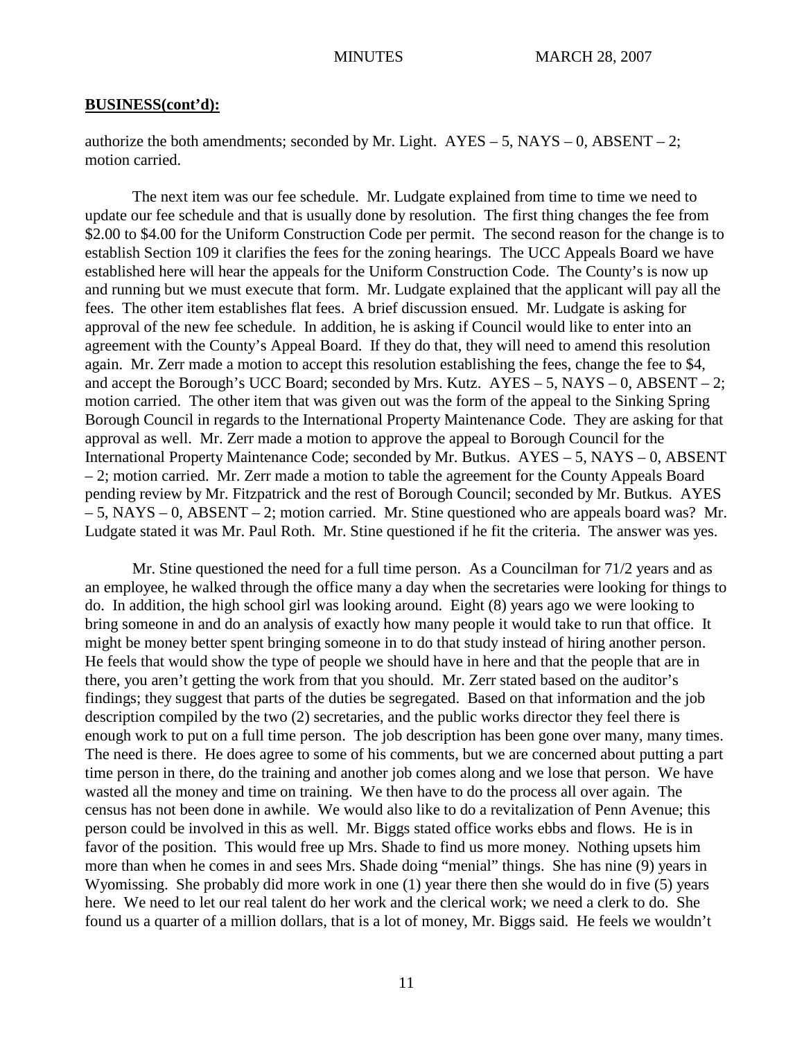**BUSINESS(cont'd):**

authorize the both amendments; seconded by Mr. Light. AYES – 5, NAYS – 0, ABSENT – 2; motion carried.

The next item was our fee schedule. Mr. Ludgate explained from time to time we need to update our fee schedule and that is usually done by resolution. The first thing changes the fee from $2.00 to $4.00 for the Uniform Construction Code per permit. The second reason for the change is to establish Section 109 it clarifies the fees for the zoning hearings. The UCC Appeals Board we have established here will hear the appeals for the Uniform Construction Code. The County's is now up and running but we must execute that form. Mr. Ludgate explained that the applicant will pay all the fees. The other item establishes flat fees. A brief discussion ensued. Mr. Ludgate is asking for approval of the new fee schedule. In addition, he is asking if Council would like to enter into an agreement with the County's Appeal Board. If they do that, they will need to amend this resolution again. Mr. Zerr made a motion to accept this resolution establishing the fees, change the fee to $4, and accept the Borough's UCC Board; seconded by Mrs. Kutz. AYES – 5, NAYS – 0, ABSENT – 2; motion carried. The other item that was given out was the form of the appeal to the Sinking Spring Borough Council in regards to the International Property Maintenance Code. They are asking for that approval as well. Mr. Zerr made a motion to approve the appeal to Borough Council for the International Property Maintenance Code; seconded by Mr. Butkus. AYES – 5, NAYS – 0, ABSENT – 2; motion carried. Mr. Zerr made a motion to table the agreement for the County Appeals Board pending review by Mr. Fitzpatrick and the rest of Borough Council; seconded by Mr. Butkus. AYES – 5, NAYS – 0, ABSENT – 2; motion carried. Mr. Stine questioned who are appeals board was? Mr. Ludgate stated it was Mr. Paul Roth. Mr. Stine questioned if he fit the criteria. The answer was yes.

Mr. Stine questioned the need for a full time person. As a Councilman for 71/2 years and as an employee, he walked through the office many a day when the secretaries were looking for things to do. In addition, the high school girl was looking around. Eight (8) years ago we were looking to bring someone in and do an analysis of exactly how many people it would take to run that office. It might be money better spent bringing someone in to do that study instead of hiring another person. He feels that would show the type of people we should have in here and that the people that are in there, you aren't getting the work from that you should. Mr. Zerr stated based on the auditor's findings; they suggest that parts of the duties be segregated. Based on that information and the job description compiled by the two (2) secretaries, and the public works director they feel there is enough work to put on a full time person. The job description has been gone over many, many times. The need is there. He does agree to some of his comments, but we are concerned about putting a part time person in there, do the training and another job comes along and we lose that person. We have wasted all the money and time on training. We then have to do the process all over again. The census has not been done in awhile. We would also like to do a revitalization of Penn Avenue; this person could be involved in this as well. Mr. Biggs stated office works ebbs and flows. He is in favor of the position. This would free up Mrs. Shade to find us more money. Nothing upsets him more than when he comes in and sees Mrs. Shade doing "menial" things. She has nine (9) years in Wyomissing. She probably did more work in one (1) year there then she would do in five (5) years here. We need to let our real talent do her work and the clerical work; we need a clerk to do. She found us a quarter of a million dollars, that is a lot of money, Mr. Biggs said. He feels we wouldn't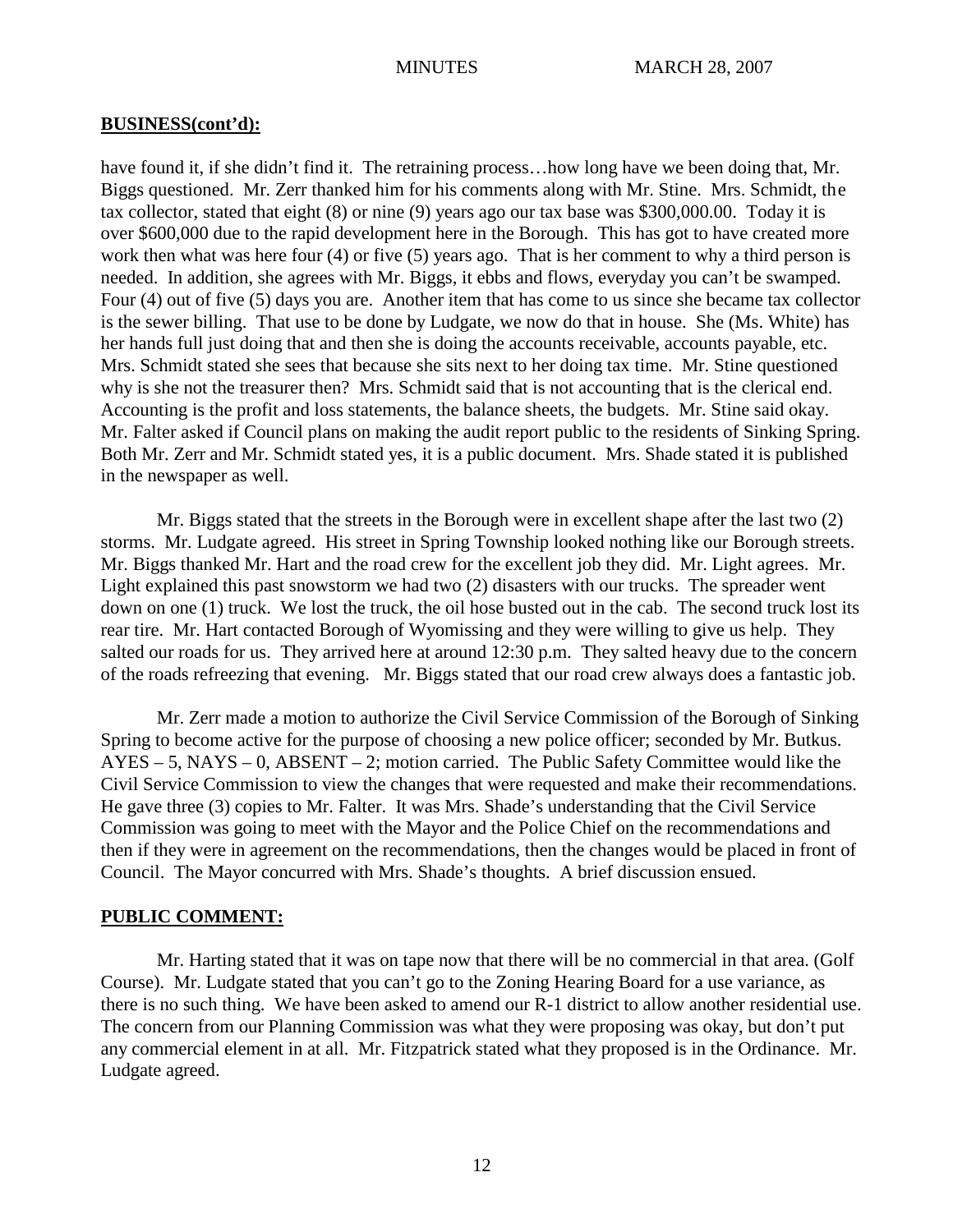**BUSINESS(cont'd):**

have found it, if she didn't find it. The retraining process…how long have we been doing that, Mr. Biggs questioned. Mr. Zerr thanked him for his comments along with Mr. Stine. Mrs. Schmidt, the tax collector, stated that eight (8) or nine (9) years ago our tax base was $300,000.00. Today it is over $600,000 due to the rapid development here in the Borough. This has got to have created more work then what was here four (4) or five (5) years ago. That is her comment to why a third person is needed. In addition, she agrees with Mr. Biggs, it ebbs and flows, everyday you can't be swamped. Four (4) out of five (5) days you are. Another item that has come to us since she became tax collector is the sewer billing. That use to be done by Ludgate, we now do that in house. She (Ms. White) has her hands full just doing that and then she is doing the accounts receivable, accounts payable, etc. Mrs. Schmidt stated she sees that because she sits next to her doing tax time. Mr. Stine questioned why is she not the treasurer then? Mrs. Schmidt said that is not accounting that is the clerical end. Accounting is the profit and loss statements, the balance sheets, the budgets. Mr. Stine said okay. Mr. Falter asked if Council plans on making the audit report public to the residents of Sinking Spring. Both Mr. Zerr and Mr. Schmidt stated yes, it is a public document. Mrs. Shade stated it is published in the newspaper as well.

Mr. Biggs stated that the streets in the Borough were in excellent shape after the last two (2) storms. Mr. Ludgate agreed. His street in Spring Township looked nothing like our Borough streets. Mr. Biggs thanked Mr. Hart and the road crew for the excellent job they did. Mr. Light agrees. Mr. Light explained this past snowstorm we had two (2) disasters with our trucks. The spreader went down on one (1) truck. We lost the truck, the oil hose busted out in the cab. The second truck lost its rear tire. Mr. Hart contacted Borough of Wyomissing and they were willing to give us help. They salted our roads for us. They arrived here at around 12:30 p.m. They salted heavy due to the concern of the roads refreezing that evening. Mr. Biggs stated that our road crew always does a fantastic job.

Mr. Zerr made a motion to authorize the Civil Service Commission of the Borough of Sinking Spring to become active for the purpose of choosing a new police officer; seconded by Mr. Butkus. AYES – 5, NAYS – 0, ABSENT – 2; motion carried. The Public Safety Committee would like the Civil Service Commission to view the changes that were requested and make their recommendations. He gave three (3) copies to Mr. Falter. It was Mrs. Shade's understanding that the Civil Service Commission was going to meet with the Mayor and the Police Chief on the recommendations and then if they were in agreement on the recommendations, then the changes would be placed in front of Council. The Mayor concurred with Mrs. Shade's thoughts. A brief discussion ensued.

**PUBLIC COMMENT:**

Mr. Harting stated that it was on tape now that there will be no commercial in that area. (Golf Course). Mr. Ludgate stated that you can't go to the Zoning Hearing Board for a use variance, as there is no such thing. We have been asked to amend our R-1 district to allow another residential use. The concern from our Planning Commission was what they were proposing was okay, but don't put any commercial element in at all. Mr. Fitzpatrick stated what they proposed is in the Ordinance. Mr. Ludgate agreed.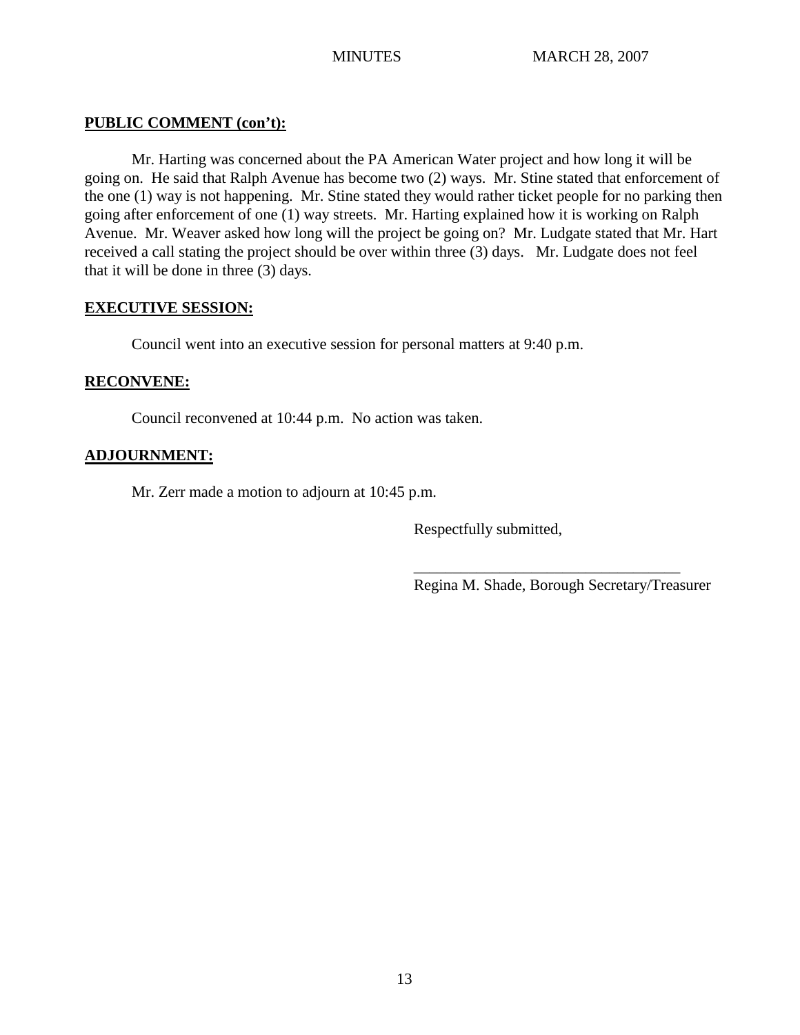**PUBLIC COMMENT (con't):**

Mr. Harting was concerned about the PA American Water project and how long it will be going on. He said that Ralph Avenue has become two (2) ways. Mr. Stine stated that enforcement of the one (1) way is not happening. Mr. Stine stated they would rather ticket people for no parking then going after enforcement of one (1) way streets. Mr. Harting explained how it is working on Ralph Avenue. Mr. Weaver asked how long will the project be going on? Mr. Ludgate stated that Mr. Hart received a call stating the project should be over within three (3) days. Mr. Ludgate does not feel that it will be done in three (3) days.

**EXECUTIVE SESSION:**

Council went into an executive session for personal matters at 9:40 p.m.

**RECONVENE:**

Council reconvened at 10:44 p.m. No action was taken.

**ADJOURNMENT:**

Mr. Zerr made a motion to adjourn at 10:45 p.m.

Respectfully submitted,

___________________________________

Regina M. Shade, Borough Secretary/Treasurer